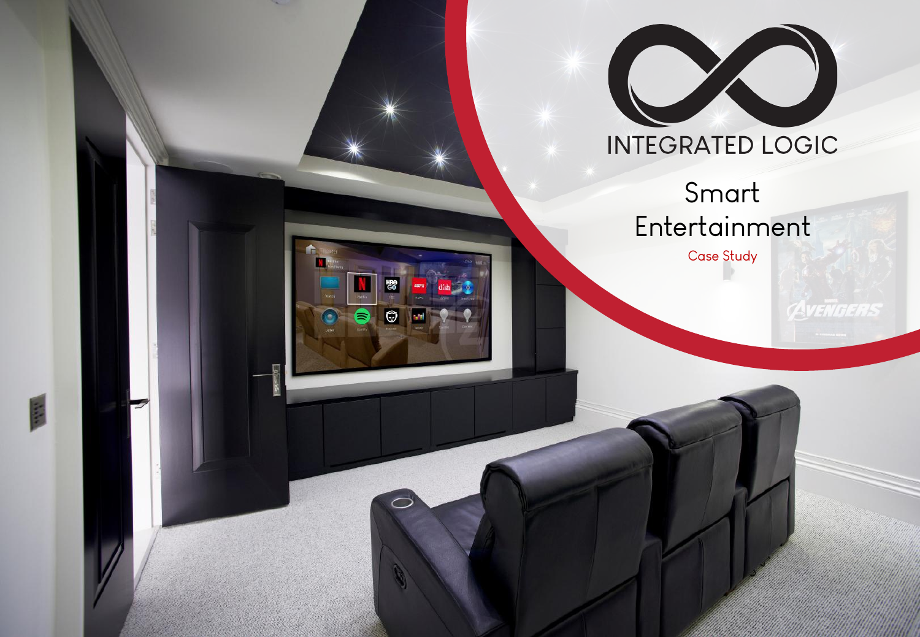# INTEGRATED LOGIC

## Smart Entertainment

Case Study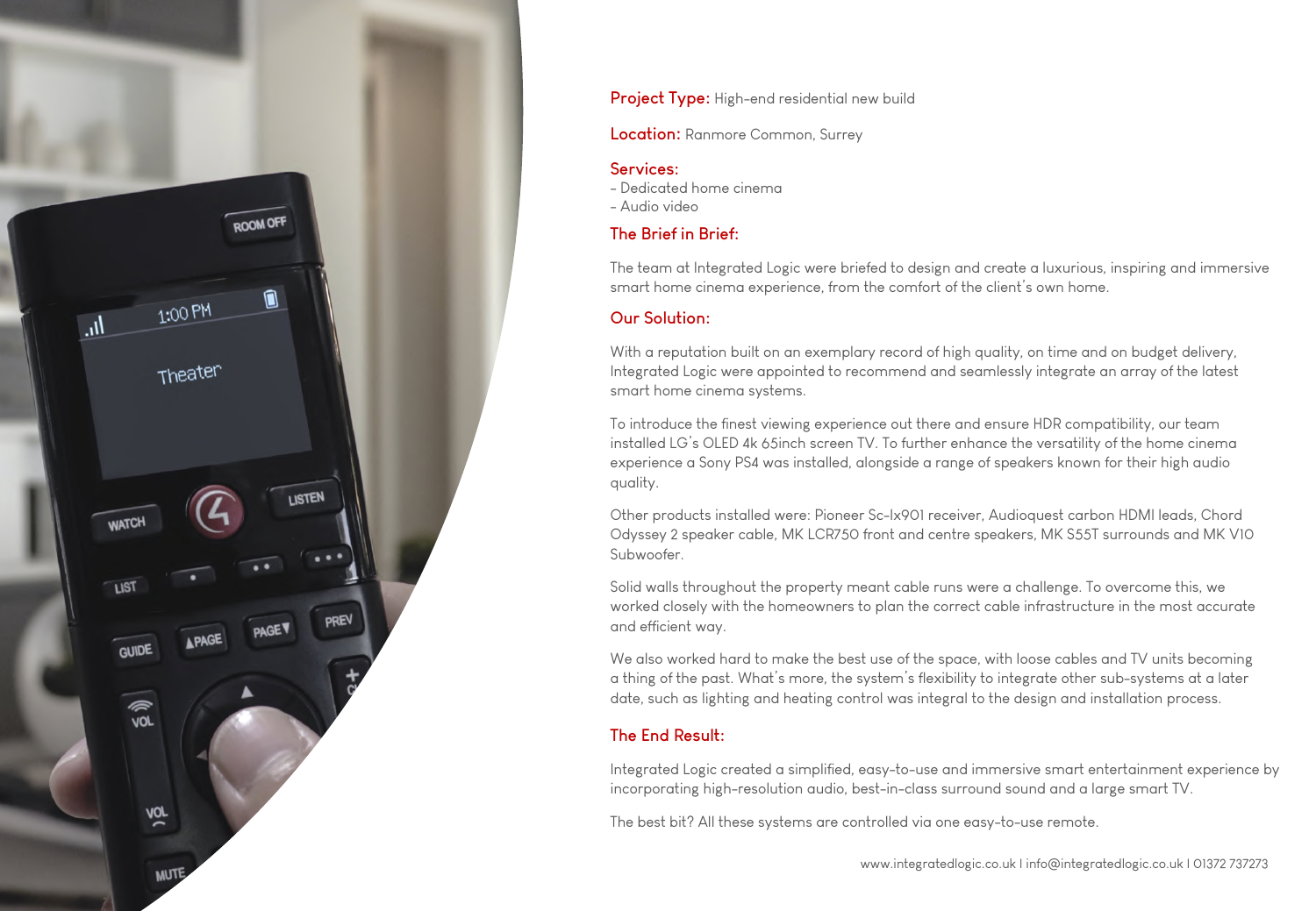**Project Type:** High-end residential new build

**Location:** Ranmore Common, Surrey

**Services:**

- Dedicated home cinema
- Audio video

## The Brief in Brief:

The team at Integrated Logic were briefed to design and create a luxurious, inspiring and immersive smart home cinema experience, from the comfort of the client's own home.

## Our Solution:

With a reputation built on an exemplary record of high quality, on time and on budget delivery, Integrated Logic were appointed to recommend and seamlessly integrate an array of the latest smart home cinema systems.

To introduce the finest viewing experience out there and ensure HDR compatibility, our team installed LG's OLED 4k 65inch screen TV. To further enhance the versatility of the home cinema experience a Sony PS4 was installed, alongside a range of speakers known for their high audio quality.

Other products installed were: Pioneer Sc-lx901 receiver, Audioquest carbon HDMI leads, Chord Odyssey 2 speaker cable, MK LCR750 front and centre speakers, MK S55T surrounds and MK V10 Subwoofer.

Solid walls throughout the property meant cable runs were a challenge. To overcome this, we worked closely with the homeowners to plan the correct cable infrastructure in the most accurate and efficient way.

We also worked hard to make the best use of the space, with loose cables and TV units becoming a thing of the past. What's more, the system's flexibility to integrate other sub-systems at a later date, such as lighting and heating control was integral to the design and installation process.

## The End Result:

Integrated Logic created a simplified, easy-to-use and immersive smart entertainment experience by incorporating high-resolution audio, best-in-class surround sound and a large smart TV.

The best bit? All these systems are controlled via one easy-to-use remote.

www.integratedlogic.co.uk | info@integratedlogic.co.uk | 01372 737273